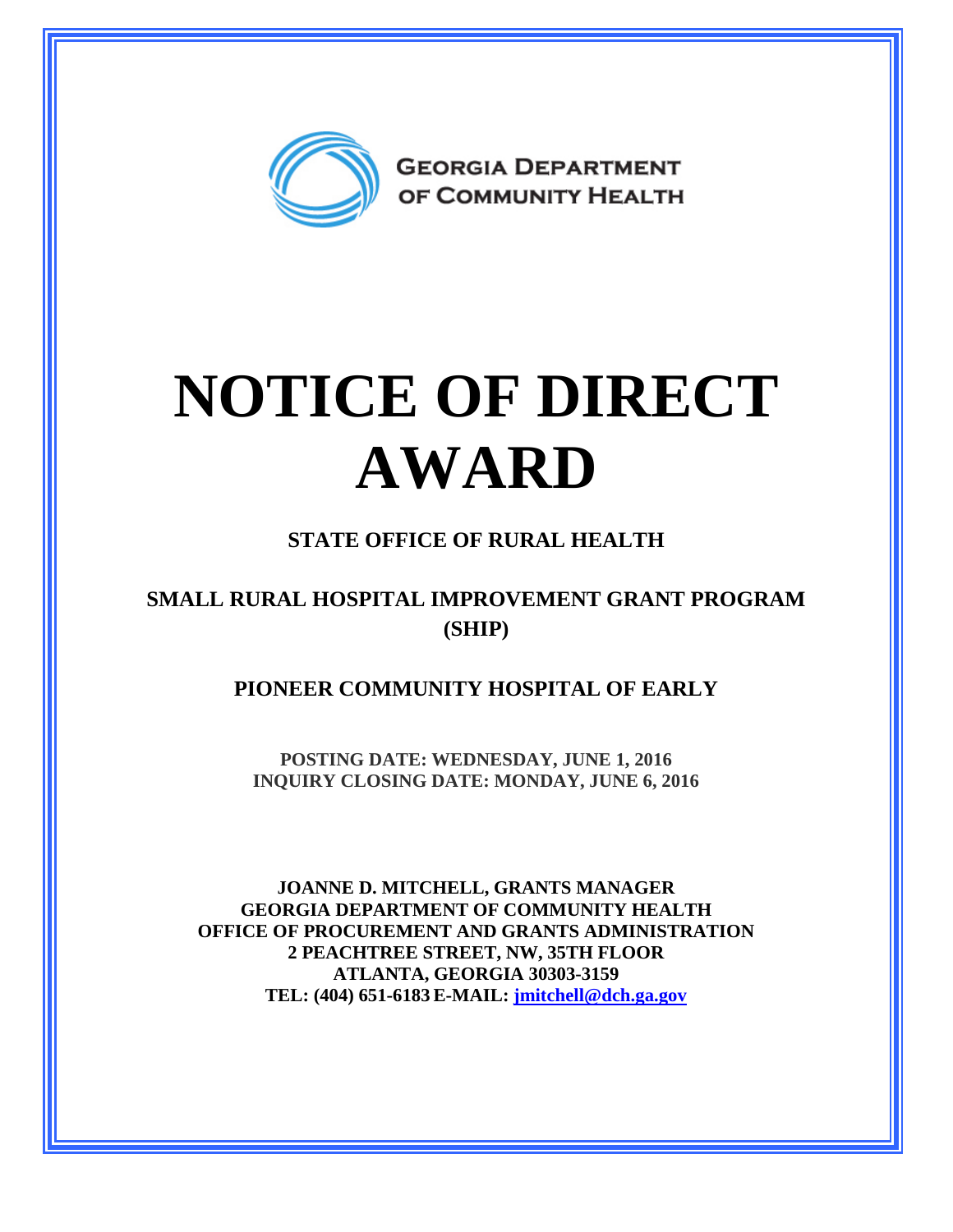GEORGIA DEPARTMENT OF COMMUNITY HEALTH

# NOTICE OF DIRECT AWARD

## STATE OFFICE OF RURAL HEALTH

## SMALL RURAL HOSPITAL IMPROVEMENT GRANT PROGRAM (SHIP)

## PIONEER COMMUNITY HOSPITAL OF EARLY

**POSTING DATE: WEDNESDAY, JUNE 1, 2016**
**INQUIRY CLOSING DATE: MONDAY, JUNE 6, 2016**

**JOANNE D. MITCHELL, GRANTS MANAGER**
**GEORGIA DEPARTMENT OF COMMUNITY HEALTH**
**OFFICE OF PROCUREMENT AND GRANTS ADMINISTRATION**
**2 PEACHTREE STREET, NW, 35TH FLOOR**
**ATLANTA, GEORGIA 30303-3159**
**TEL: (404) 651-6183 E-MAIL: jmitchell@dch.ga.gov**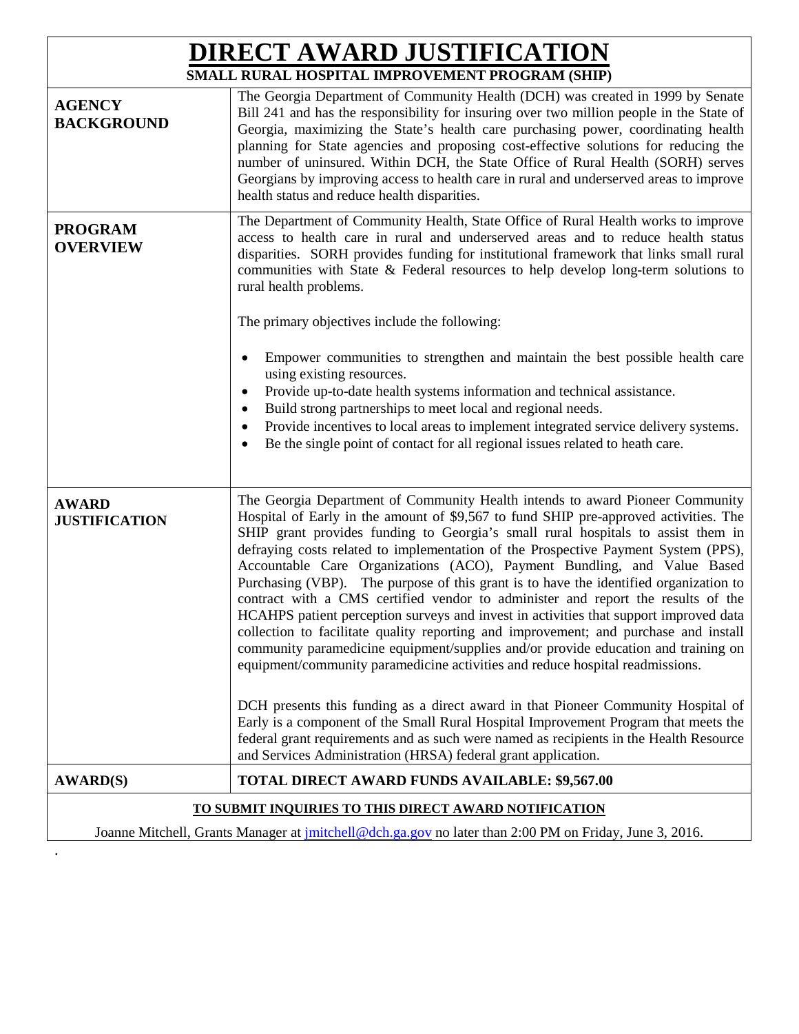# DIRECT AWARD JUSTIFICATION

**SMALL RURAL HOSPITAL IMPROVEMENT PROGRAM (SHIP)**

| | |
|---|---|
| **AGENCY BACKGROUND** | The Georgia Department of Community Health (DCH) was created in 1999 by Senate Bill 241 and has the responsibility for insuring over two million people in the State of Georgia, maximizing the State's health care purchasing power, coordinating health planning for State agencies and proposing cost-effective solutions for reducing the number of uninsured. Within DCH, the State Office of Rural Health (SORH) serves Georgians by improving access to health care in rural and underserved areas to improve health status and reduce health disparities. |
| **PROGRAM OVERVIEW** | The Department of Community Health, State Office of Rural Health works to improve access to health care in rural and underserved areas and to reduce health status disparities. SORH provides funding for institutional framework that links small rural communities with State & Federal resources to help develop long-term solutions to rural health problems.<br><br>The primary objectives include the following:<br><br>• Empower communities to strengthen and maintain the best possible health care using existing resources.<br>• Provide up-to-date health systems information and technical assistance.<br>• Build strong partnerships to meet local and regional needs.<br>• Provide incentives to local areas to implement integrated service delivery systems.<br>• Be the single point of contact for all regional issues related to heath care. |
| **AWARD JUSTIFICATION** | The Georgia Department of Community Health intends to award Pioneer Community Hospital of Early in the amount of $9,567 to fund SHIP pre-approved activities. The SHIP grant provides funding to Georgia's small rural hospitals to assist them in defraying costs related to implementation of the Prospective Payment System (PPS), Accountable Care Organizations (ACO), Payment Bundling, and Value Based Purchasing (VBP). The purpose of this grant is to have the identified organization to contract with a CMS certified vendor to administer and report the results of the HCAHPS patient perception surveys and invest in activities that support improved data collection to facilitate quality reporting and improvement; and purchase and install community paramedicine equipment/supplies and/or provide education and training on equipment/community paramedicine activities and reduce hospital readmissions.<br><br>DCH presents this funding as a direct award in that Pioneer Community Hospital of Early is a component of the Small Rural Hospital Improvement Program that meets the federal grant requirements and as such were named as recipients in the Health Resource and Services Administration (HRSA) federal grant application. |
| **AWARD(S)** | **TOTAL DIRECT AWARD FUNDS AVAILABLE: $9,567.00** |

**TO SUBMIT INQUIRIES TO THIS DIRECT AWARD NOTIFICATION**

Joanne Mitchell, Grants Manager at jmitchell@dch.ga.gov no later than 2:00 PM on Friday, June 3, 2016.